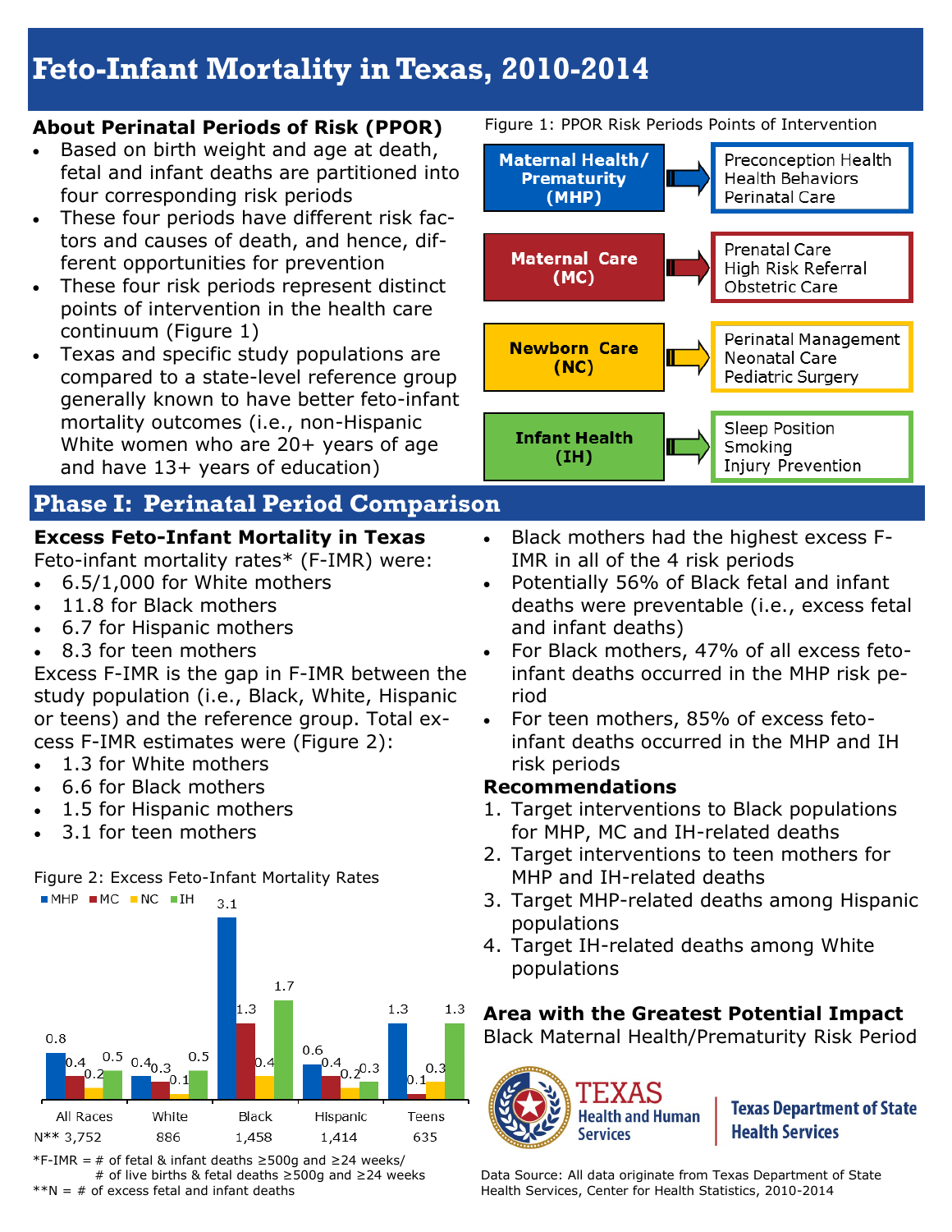# Feto-Infant Mortality in Texas, 2010-2014

## About Perinatal Periods of Risk (PPOR)

- Based on birth weight and age at death, fetal and infant deaths are partitioned into four corresponding risk periods
- These four periods have different risk factors and causes of death, and hence, different opportunities for prevention
- These four risk periods represent distinct points of intervention in the health care continuum (Figure 1)
- Texas and specific study populations are compared to a state-level reference group generally known to have better feto-infant mortality outcomes (i.e., non-Hispanic White women who are 20+ years of age and have 13+ years of education)

Figure 1: PPOR Risk Periods Points of Intervention

| Risk Period | Points of Intervention |
| --- | --- |
| Maternal Health/ Prematurity (MHP) | Preconception Health; Health Behaviors; Perinatal Care |
| Maternal Care (MC) | Prenatal Care; High Risk Referral; Obstetric Care |
| Newborn Care (NC) | Perinatal Management; Neonatal Care; Pediatric Surgery |
| Infant Health (IH) | Sleep Position; Smoking; Injury Prevention |

## Phase I: Perinatal Period Comparison

### Excess Feto-Infant Mortality in Texas

Feto-infant mortality rates* (F-IMR) were:

- 6.5/1,000 for White mothers
- 11.8 for Black mothers
- 6.7 for Hispanic mothers
- 8.3 for teen mothers

Excess F-IMR is the gap in F-IMR between the study population (i.e., Black, White, Hispanic or teens) and the reference group. Total excess F-IMR estimates were (Figure 2):

- 1.3 for White mothers
- 6.6 for Black mothers
- 1.5 for Hispanic mothers
- 3.1 for teen mothers

Figure 2: Excess Feto-Infant Mortality Rates

| | All Races | White | Black | Hispanic | Teens |
| --- | --- | --- | --- | --- | --- |
| MHP | 0.8 | 0.4 | 3.1 | 0.6 | 1.3 |
| MC | 0.4 | 0.3 | 1.3 | 0.4 | 0.1 |
| NC | 0.2 | 0.1 | 0.4 | 0.2 | 0.3 |
| IH | 0.5 | 0.5 | 1.7 | 0.3 | 1.3 |
| N** | 3,752 | 886 | 1,458 | 1,414 | 635 |

*F-IMR = # of fetal & infant deaths ≥500g and ≥24 weeks/ # of live births & fetal deaths ≥500g and ≥24 weeks

**N = # of excess fetal and infant deaths

- Black mothers had the highest excess F-IMR in all of the 4 risk periods
- Potentially 56% of Black fetal and infant deaths were preventable (i.e., excess fetal and infant deaths)
- For Black mothers, 47% of all excess feto-infant deaths occurred in the MHP risk period
- For teen mothers, 85% of excess feto-infant deaths occurred in the MHP and IH risk periods

### Recommendations

1. Target interventions to Black populations for MHP, MC and IH-related deaths
2. Target interventions to teen mothers for MHP and IH-related deaths
3. Target MHP-related deaths among Hispanic populations
4. Target IH-related deaths among White populations

### Area with the Greatest Potential Impact

Black Maternal Health/Prematurity Risk Period

TEXAS Health and Human Services | Texas Department of State Health Services

Data Source: All data originate from Texas Department of State Health Services, Center for Health Statistics, 2010-2014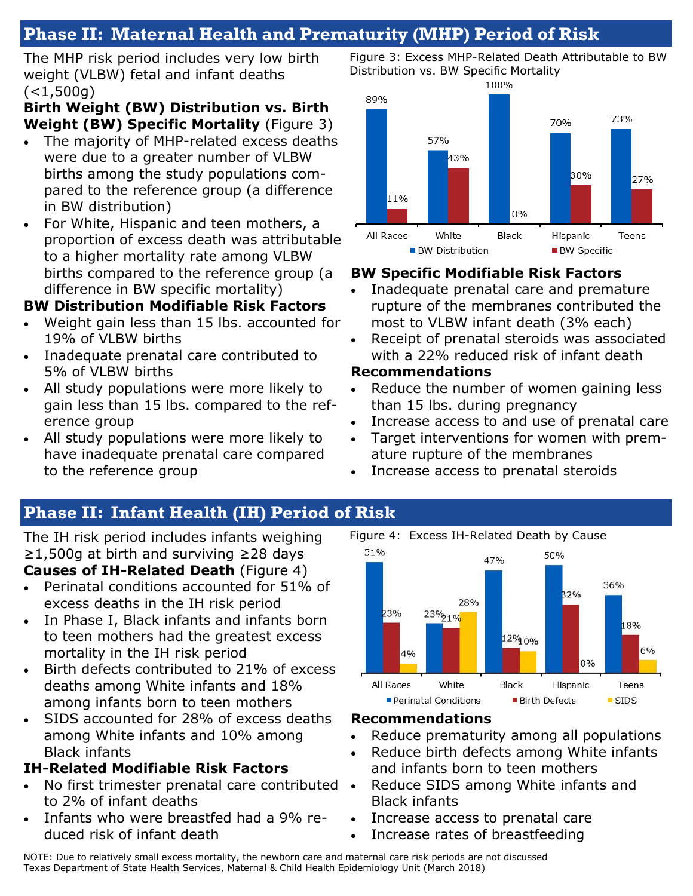## Phase II: Maternal Health and Prematurity (MHP) Period of Risk

The MHP risk period includes very low birth weight (VLBW) fetal and infant deaths (<1,500g)

**Birth Weight (BW) Distribution vs. Birth Weight (BW) Specific Mortality** (Figure 3)

- The majority of MHP-related excess deaths were due to a greater number of VLBW births among the study populations compared to the reference group (a difference in BW distribution)
- For White, Hispanic and teen mothers, a proportion of excess death was attributable to a higher mortality rate among VLBW births compared to the reference group (a difference in BW specific mortality)

**BW Distribution Modifiable Risk Factors**

- Weight gain less than 15 lbs. accounted for 19% of VLBW births
- Inadequate prenatal care contributed to 5% of VLBW births
- All study populations were more likely to gain less than 15 lbs. compared to the reference group
- All study populations were more likely to have inadequate prenatal care compared to the reference group

Figure 3: Excess MHP-Related Death Attributable to BW Distribution vs. BW Specific Mortality

All Races: 89%, 11%
White: 57%, 43%
Black: 100%, 0%
Hispanic: 70%, 30%
Teens: 73%, 27%

BW Distribution
BW Specific

**BW Specific Modifiable Risk Factors**

- Inadequate prenatal care and premature rupture of the membranes contributed the most to VLBW infant death (3% each)
- Receipt of prenatal steroids was associated with a 22% reduced risk of infant death

**Recommendations**

- Reduce the number of women gaining less than 15 lbs. during pregnancy
- Increase access to and use of prenatal care
- Target interventions for women with premature rupture of the membranes
- Increase access to prenatal steroids

## Phase II: Infant Health (IH) Period of Risk

The IH risk period includes infants weighing ≥1,500g at birth and surviving ≥28 days

**Causes of IH-Related Death** (Figure 4)

- Perinatal conditions accounted for 51% of excess deaths in the IH risk period
- In Phase I, Black infants and infants born to teen mothers had the greatest excess mortality in the IH risk period
- Birth defects contributed to 21% of excess deaths among White infants and 18% among infants born to teen mothers
- SIDS accounted for 28% of excess deaths among White infants and 10% among Black infants

**IH-Related Modifiable Risk Factors**

- No first trimester prenatal care contributed to 2% of infant deaths
- Infants who were breastfed had a 9% reduced risk of infant death

Figure 4: Excess IH-Related Death by Cause

All Races: 51%, 23%, 4%
White: 23%, 21%, 28%
Black: 47%, 12%, 10%
Hispanic: 50%, 32%, 0%
Teens: 36%, 18%, 6%

Perinatal Conditions
Birth Defects
SIDS

**Recommendations**

- Reduce prematurity among all populations
- Reduce birth defects among White infants and infants born to teen mothers
- Reduce SIDS among White infants and Black infants
- Increase access to prenatal care
- Increase rates of breastfeeding

NOTE: Due to relatively small excess mortality, the newborn care and maternal care risk periods are not discussed

Texas Department of State Health Services, Maternal & Child Health Epidemiology Unit (March 2018)